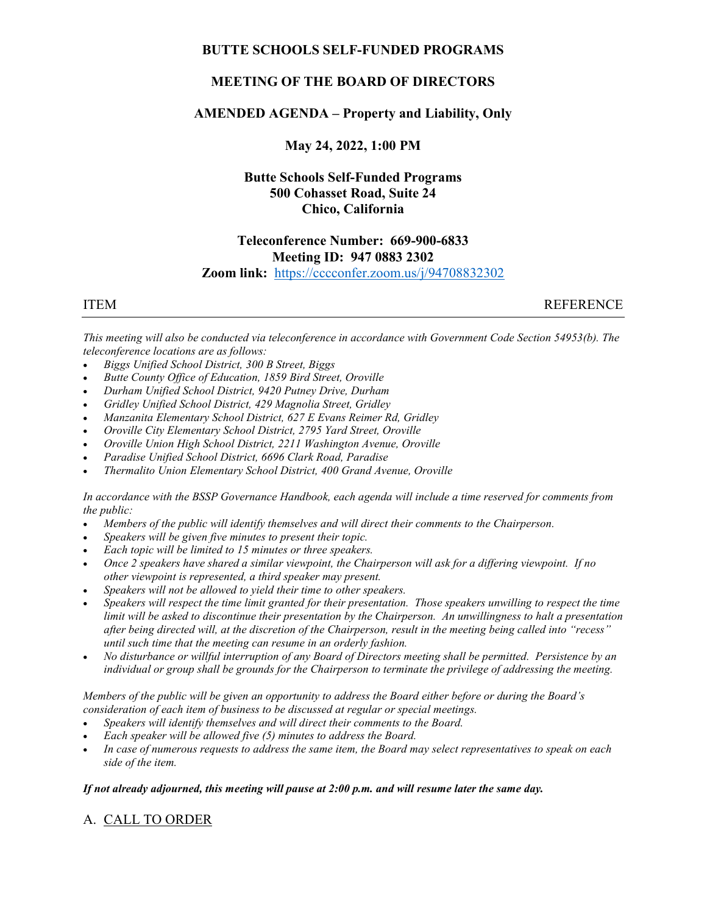# BUTTE SCHOOLS SELF-FUNDED PROGRAMS

## MEETING OF THE BOARD OF DIRECTORS

## AMENDED AGENDA – Property and Liability, Only

### May 24, 2022, 1:00 PM

**Butte Schools Self-Funded Programs**
**500 Cohasset Road, Suite 24**
**Chico, California**

**Teleconference Number: 669-900-6833**
**Meeting ID: 947 0883 2302**
**Zoom link:** https://cccconfer.zoom.us/j/94708832302

ITEM | REFERENCE

---

*This meeting will also be conducted via teleconference in accordance with Government Code Section 54953(b). The teleconference locations are as follows:*

- *Biggs Unified School District, 300 B Street, Biggs*
- *Butte County Office of Education, 1859 Bird Street, Oroville*
- *Durham Unified School District, 9420 Putney Drive, Durham*
- *Gridley Unified School District, 429 Magnolia Street, Gridley*
- *Manzanita Elementary School District, 627 E Evans Reimer Rd, Gridley*
- *Oroville City Elementary School District, 2795 Yard Street, Oroville*
- *Oroville Union High School District, 2211 Washington Avenue, Oroville*
- *Paradise Unified School District, 6696 Clark Road, Paradise*
- *Thermalito Union Elementary School District, 400 Grand Avenue, Oroville*

*In accordance with the BSSP Governance Handbook, each agenda will include a time reserved for comments from the public:*

- *Members of the public will identify themselves and will direct their comments to the Chairperson.*
- *Speakers will be given five minutes to present their topic.*
- *Each topic will be limited to 15 minutes or three speakers.*
- *Once 2 speakers have shared a similar viewpoint, the Chairperson will ask for a differing viewpoint. If no other viewpoint is represented, a third speaker may present.*
- *Speakers will not be allowed to yield their time to other speakers.*
- *Speakers will respect the time limit granted for their presentation. Those speakers unwilling to respect the time limit will be asked to discontinue their presentation by the Chairperson. An unwillingness to halt a presentation after being directed will, at the discretion of the Chairperson, result in the meeting being called into "recess" until such time that the meeting can resume in an orderly fashion.*
- *No disturbance or willful interruption of any Board of Directors meeting shall be permitted. Persistence by an individual or group shall be grounds for the Chairperson to terminate the privilege of addressing the meeting.*

*Members of the public will be given an opportunity to address the Board either before or during the Board's consideration of each item of business to be discussed at regular or special meetings.*

- *Speakers will identify themselves and will direct their comments to the Board.*
- *Each speaker will be allowed five (5) minutes to address the Board.*
- *In case of numerous requests to address the same item, the Board may select representatives to speak on each side of the item.*

***If not already adjourned, this meeting will pause at 2:00 p.m. and will resume later the same day.***

## A. CALL TO ORDER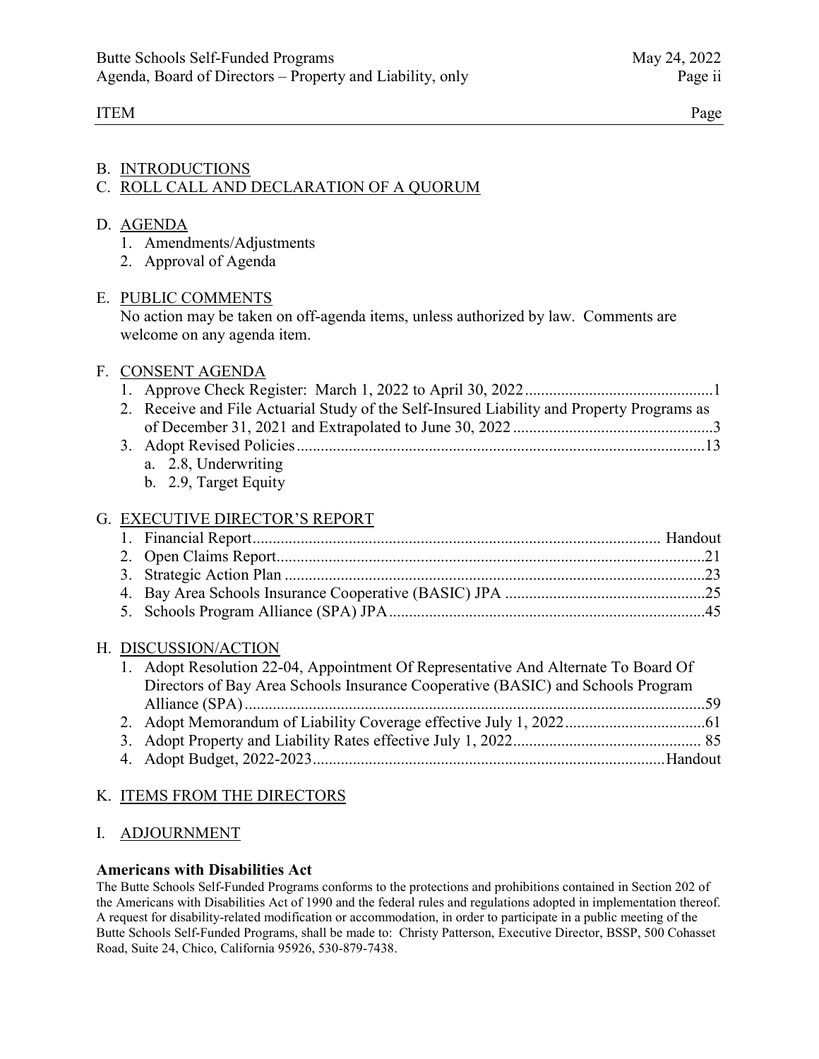ITEM Page

B. INTRODUCTIONS

C. ROLL CALL AND DECLARATION OF A QUORUM

D. AGENDA
   1. Amendments/Adjustments
   2. Approval of Agenda

E. PUBLIC COMMENTS
   No action may be taken on off-agenda items, unless authorized by law. Comments are welcome on any agenda item.

F. CONSENT AGENDA
   1. Approve Check Register: March 1, 2022 to April 30, 2022 .......... 1
   2. Receive and File Actuarial Study of the Self-Insured Liability and Property Programs as of December 31, 2021 and Extrapolated to June 30, 2022 .......... 3
   3. Adopt Revised Policies .......... 13
      a. 2.8, Underwriting
      b. 2.9, Target Equity

G. EXECUTIVE DIRECTOR'S REPORT
   1. Financial Report .......... Handout
   2. Open Claims Report .......... 21
   3. Strategic Action Plan .......... 23
   4. Bay Area Schools Insurance Cooperative (BASIC) JPA .......... 25
   5. Schools Program Alliance (SPA) JPA .......... 45

H. DISCUSSION/ACTION
   1. Adopt Resolution 22-04, Appointment Of Representative And Alternate To Board Of Directors of Bay Area Schools Insurance Cooperative (BASIC) and Schools Program Alliance (SPA) .......... 59
   2. Adopt Memorandum of Liability Coverage effective July 1, 2022 .......... 61
   3. Adopt Property and Liability Rates effective July 1, 2022 .......... 85
   4. Adopt Budget, 2022-2023 .......... Handout

K. ITEMS FROM THE DIRECTORS

I. ADJOURNMENT

**Americans with Disabilities Act**

The Butte Schools Self-Funded Programs conforms to the protections and prohibitions contained in Section 202 of the Americans with Disabilities Act of 1990 and the federal rules and regulations adopted in implementation thereof. A request for disability-related modification or accommodation, in order to participate in a public meeting of the Butte Schools Self-Funded Programs, shall be made to: Christy Patterson, Executive Director, BSSP, 500 Cohasset Road, Suite 24, Chico, California 95926, 530-879-7438.